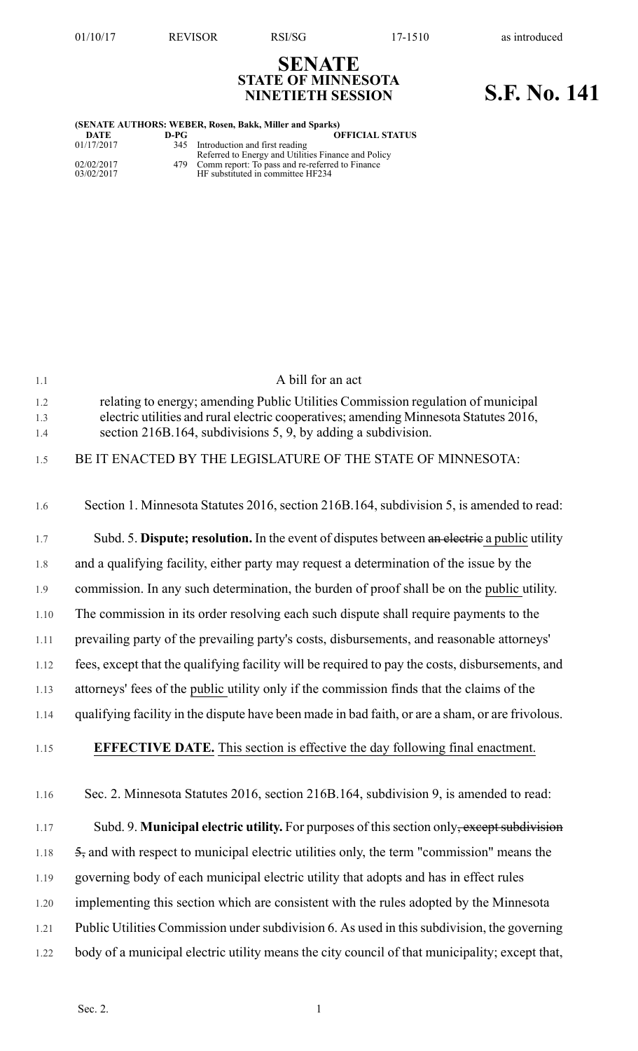01/10/17 REVISOR RSI/SG 17-1510 as introduced

# SENATE
## STATE OF MINNESOTA
## NINETIETH SESSION

# S.F. No. 141

**(SENATE AUTHORS: WEBER, Rosen, Bakk, Miller and Sparks)**

| DATE | D-PG | OFFICIAL STATUS |
|---|---|---|
| 01/17/2017 | 345 | Introduction and first reading<br>Referred to Energy and Utilities Finance and Policy |
| 02/02/2017 | 479 | Comm report: To pass and re-referred to Finance |
| 03/02/2017 | | HF substituted in committee HF234 |

1.1 A bill for an act

1.2 relating to energy; amending Public Utilities Commission regulation of municipal
1.3 electric utilities and rural electric cooperatives; amending Minnesota Statutes 2016,
1.4 section 216B.164, subdivisions 5, 9, by adding a subdivision.

1.5 BE IT ENACTED BY THE LEGISLATURE OF THE STATE OF MINNESOTA:

1.6 Section 1. Minnesota Statutes 2016, section 216B.164, subdivision 5, is amended to read:

1.7 Subd. 5. **Dispute; resolution.** In the event of disputes between ~~an electric~~ a public utility
1.8 and a qualifying facility, either party may request a determination of the issue by the
1.9 commission. In any such determination, the burden of proof shall be on the public utility.
1.10 The commission in its order resolving each such dispute shall require payments to the
1.11 prevailing party of the prevailing party's costs, disbursements, and reasonable attorneys'
1.12 fees, except that the qualifying facility will be required to pay the costs, disbursements, and
1.13 attorneys' fees of the public utility only if the commission finds that the claims of the
1.14 qualifying facility in the dispute have been made in bad faith, or are a sham, or are frivolous.

1.15 **EFFECTIVE DATE.** This section is effective the day following final enactment.

1.16 Sec. 2. Minnesota Statutes 2016, section 216B.164, subdivision 9, is amended to read:

1.17 Subd. 9. **Municipal electric utility.** For purposes of this section only~~, except subdivision~~
1.18 ~~5,~~ and with respect to municipal electric utilities only, the term "commission" means the
1.19 governing body of each municipal electric utility that adopts and has in effect rules
1.20 implementing this section which are consistent with the rules adopted by the Minnesota
1.21 Public Utilities Commission under subdivision 6. As used in this subdivision, the governing
1.22 body of a municipal electric utility means the city council of that municipality; except that,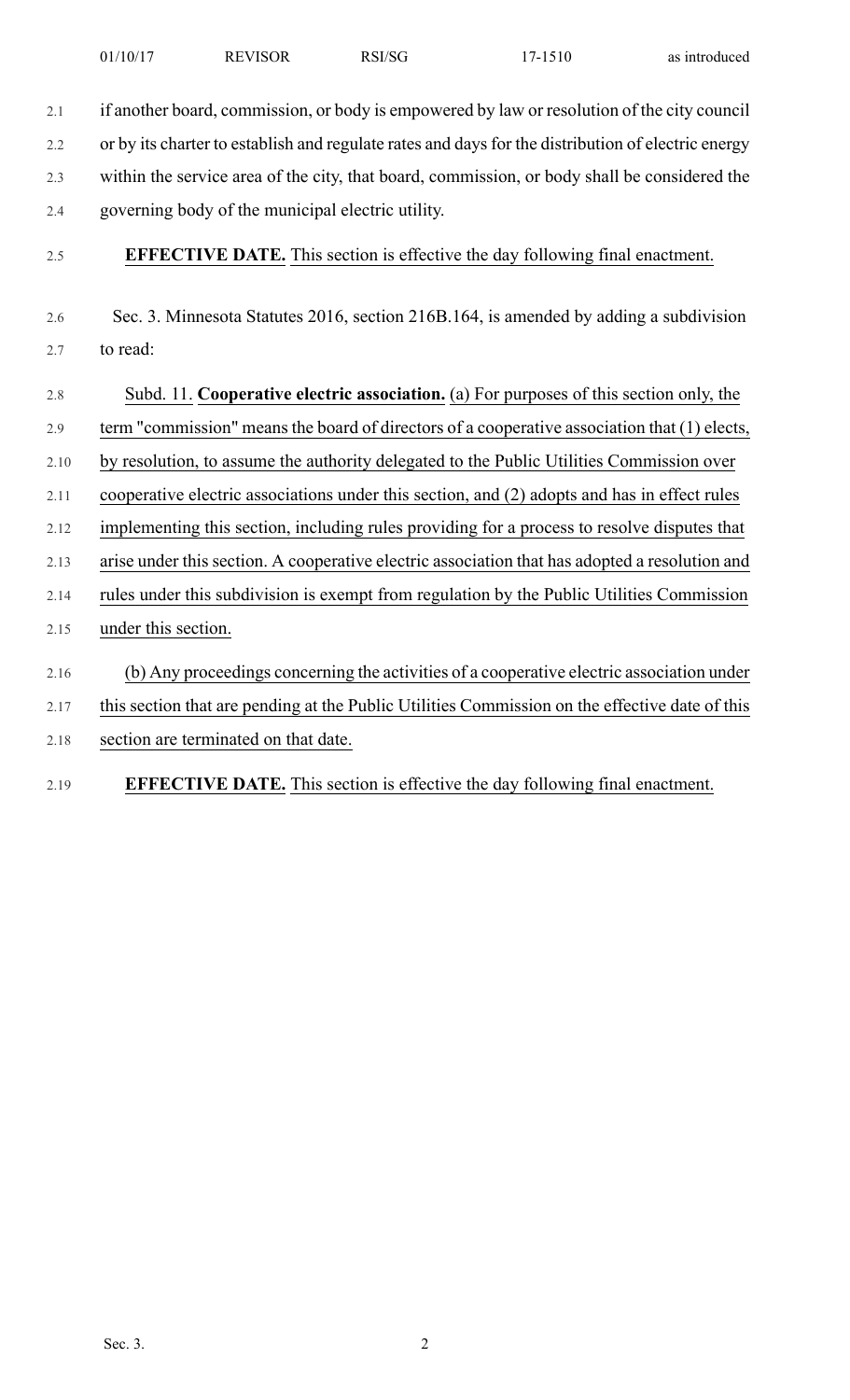if another board, commission, or body is empowered by law or resolution of the city council or by its charter to establish and regulate rates and days for the distribution of electric energy within the service area of the city, that board, commission, or body shall be considered the governing body of the municipal electric utility.

**EFFECTIVE DATE.** This section is effective the day following final enactment.

Sec. 3. Minnesota Statutes 2016, section 216B.164, is amended by adding a subdivision to read:

Subd. 11. **Cooperative electric association.** (a) For purposes of this section only, the term "commission" means the board of directors of a cooperative association that (1) elects, by resolution, to assume the authority delegated to the Public Utilities Commission over cooperative electric associations under this section, and (2) adopts and has in effect rules implementing this section, including rules providing for a process to resolve disputes that arise under this section. A cooperative electric association that has adopted a resolution and rules under this subdivision is exempt from regulation by the Public Utilities Commission under this section.

(b) Any proceedings concerning the activities of a cooperative electric association under this section that are pending at the Public Utilities Commission on the effective date of this section are terminated on that date.

**EFFECTIVE DATE.** This section is effective the day following final enactment.